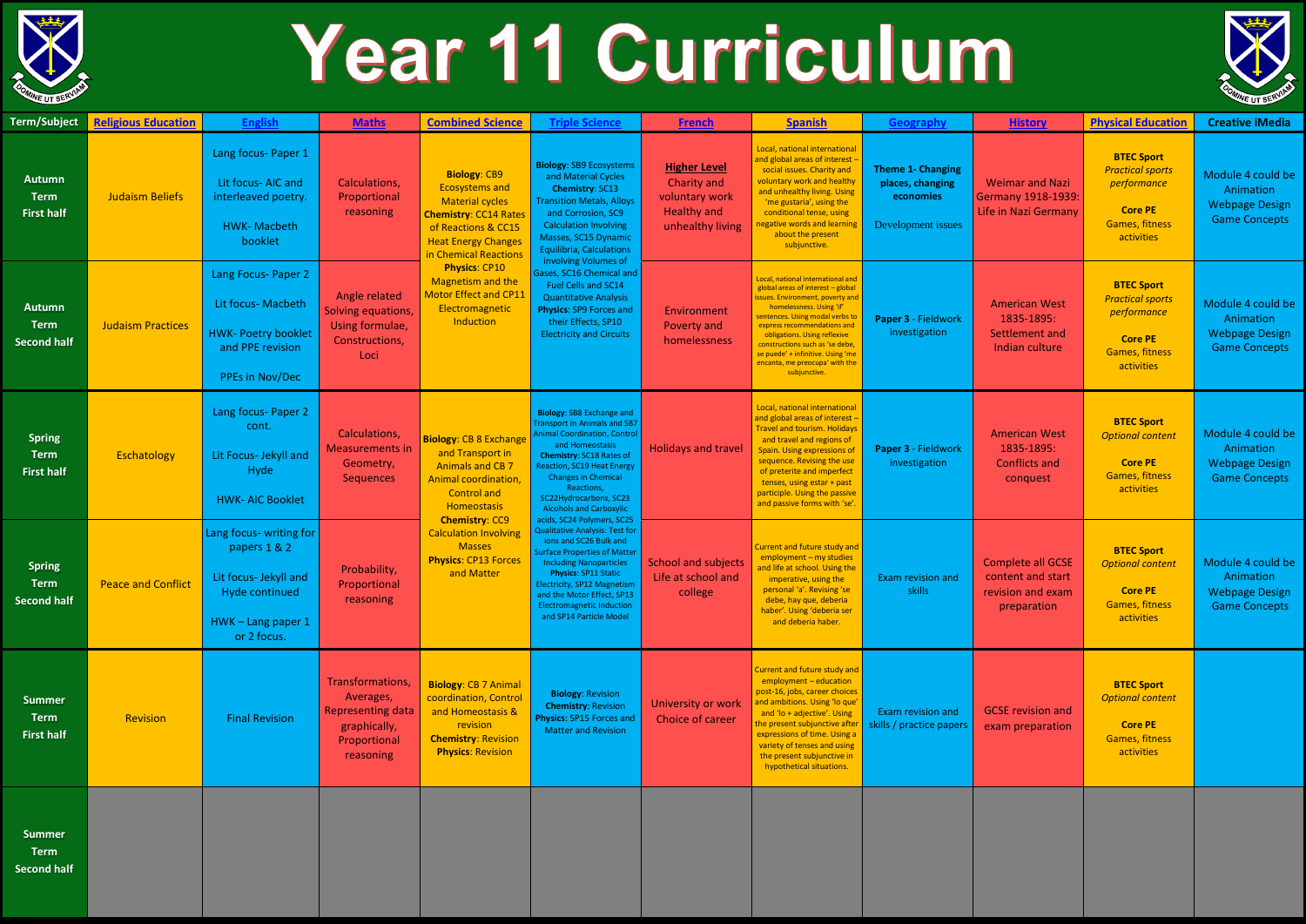# Year 11 Curriculum

| Term/Subject | Religious Education | English | Maths | Combined Science | Triple Science | French | Spanish | Geography | History | Physical Education | Creative iMedia |
|---|---|---|---|---|---|---|---|---|---|---|---|
| Autumn Term First half | Judaism Beliefs | Lang focus- Paper 1<br><br>Lit focus- AIC and interleaved poetry.<br><br>HWK- Macbeth booklet | Calculations, Proportional reasoning | **Biology**: CB9 Ecosystems and Material cycles **Chemistry**: CC14 Rates of Reactions & CC15 Heat Energy Changes in Chemical Reactions **Physics**: CP10 Magnetism and the Motor Effect and CP11 Electromagnetic Induction | **Biology**: SB9 Ecosystems and Material Cycles **Chemistry**: SC13 Transition Metals, Alloys and Corrosion, SC9 Calculation Involving Masses, SC15 Dynamic Equilibria, Calculations involving Volumes of Gases, SC16 Chemical and Fuel Cells and SC14 Quantitative Analysis **Physics**: SP9 Forces and their Effects, SP10 Electricity and Circuits | **Higher Level**<br>Charity and voluntary work<br>Healthy and unhealthy living | Local, national international and global areas of interest – social issues. Charity and voluntary work and healthy and unhealthy living. Using 'me gustaría', using the conditional tense, using negative words and learning about the present subjunctive. | **Theme 1- Changing places, changing economies**<br><br>Development issues | Weimar and Nazi Germany 1918-1939: Life in Nazi Germany | **BTEC Sport**<br>*Practical sports performance*<br><br>**Core PE**<br>Games, fitness activities | Module 4 could be Animation<br>Webpage Design<br>Game Concepts |
| Autumn Term Second half | Judaism Practices | Lang Focus- Paper 2<br><br>Lit focus- Macbeth<br><br>HWK- Poetry booklet and PPE revision<br><br>PPEs in Nov/Dec | Angle related Solving equations, Using formulae, Constructions, Loci | | | Environment<br>Poverty and homelessness | Local, national international and global areas of interest – global issues. Environment, poverty and homelessness. Using 'if' sentences. Using modal verbs to express recommendations and obligations. Using reflexive constructions such as 'se debe, se puede' + infinitive. Using 'me encanta, me preocupa' with the subjunctive. | **Paper 3** - Fieldwork investigation | American West 1835-1895: Settlement and Indian culture | **BTEC Sport**<br>*Practical sports performance*<br><br>**Core PE**<br>Games, fitness activities | Module 4 could be Animation<br>Webpage Design<br>Game Concepts |
| Spring Term First half | Eschatology | Lang focus- Paper 2 cont.<br><br>Lit Focus- Jekyll and Hyde<br><br>HWK- AIC Booklet | Calculations, Measurements in Geometry, Sequences | **Biology**: CB 8 Exchange and Transport in Animals and CB 7 Animal coordination, Control and Homeostasis **Chemistry**: CC9 Calculation Involving Masses **Physics**: CP13 Forces and Matter | **Biology**: SB8 Exchange and Transport in Animals and SB7 Animal Coordination, Control and Homeostasis **Chemistry**: SC18 Rates of Reaction, SC19 Heat Energy Changes in Chemical Reactions, SC22Hydrocarbons, SC23 Alcohols and Carboxylic acids, SC24 Polymers, SC25 Qualitative Analysis: Test for ions and SC26 Bulk and Surface Properties of Matter Including Nanoparticles **Physics**: SP11 Static Electricity, SP12 Magnetism and the Motor Effect, SP13 Electromagnetic Induction and SP14 Particle Model | Holidays and travel | Local, national international and global areas of interest – Travel and tourism. Holidays and travel and regions of Spain. Using expressions of sequence. Revising the use of preterite and imperfect tenses, using estar + past participle. Using the passive and passive forms with 'se'. | **Paper 3** - Fieldwork investigation | American West 1835-1895: Conflicts and conquest | **BTEC Sport**<br>*Optional content*<br><br>**Core PE**<br>Games, fitness activities | Module 4 could be Animation<br>Webpage Design<br>Game Concepts |
| Spring Term Second half | Peace and Conflict | Lang focus- writing for papers 1 & 2<br><br>Lit focus- Jekyll and Hyde continued<br><br>HWK – Lang paper 1 or 2 focus. | Probability, Proportional reasoning | | | School and subjects<br>Life at school and college | Current and future study and employment – my studies and life at school. Using the imperative, using the personal 'a'. Revising 'se debe, hay que, deberia haber'. Using 'deberia ser and deberia haber. | Exam revision and skills | Complete all GCSE content and start revision and exam preparation | **BTEC Sport**<br>*Optional content*<br><br>**Core PE**<br>Games, fitness activities | Module 4 could be Animation<br>Webpage Design<br>Game Concepts |
| Summer Term First half | Revision | Final Revision | Transformations, Averages, Representing data graphically, Proportional reasoning | **Biology**: CB 7 Animal coordination, Control and Homeostasis & revision **Chemistry**: Revision **Physics**: Revision | **Biology**: Revision **Chemistry**: Revision **Physics**: SP15 Forces and Matter and Revision | University or work<br>Choice of career | Current and future study and employment – education post-16, jobs, career choices and ambitions. Using 'lo que' and 'lo + adjective'. Using the present subjunctive after expressions of time. Using a variety of tenses and using the present subjunctive in hypothetical situations. | Exam revision and skills / practice papers | GCSE revision and exam preparation | **BTEC Sport**<br>*Optional content*<br><br>**Core PE**<br>Games, fitness activities | |
| Summer Term Second half | | | | | | | | | | | |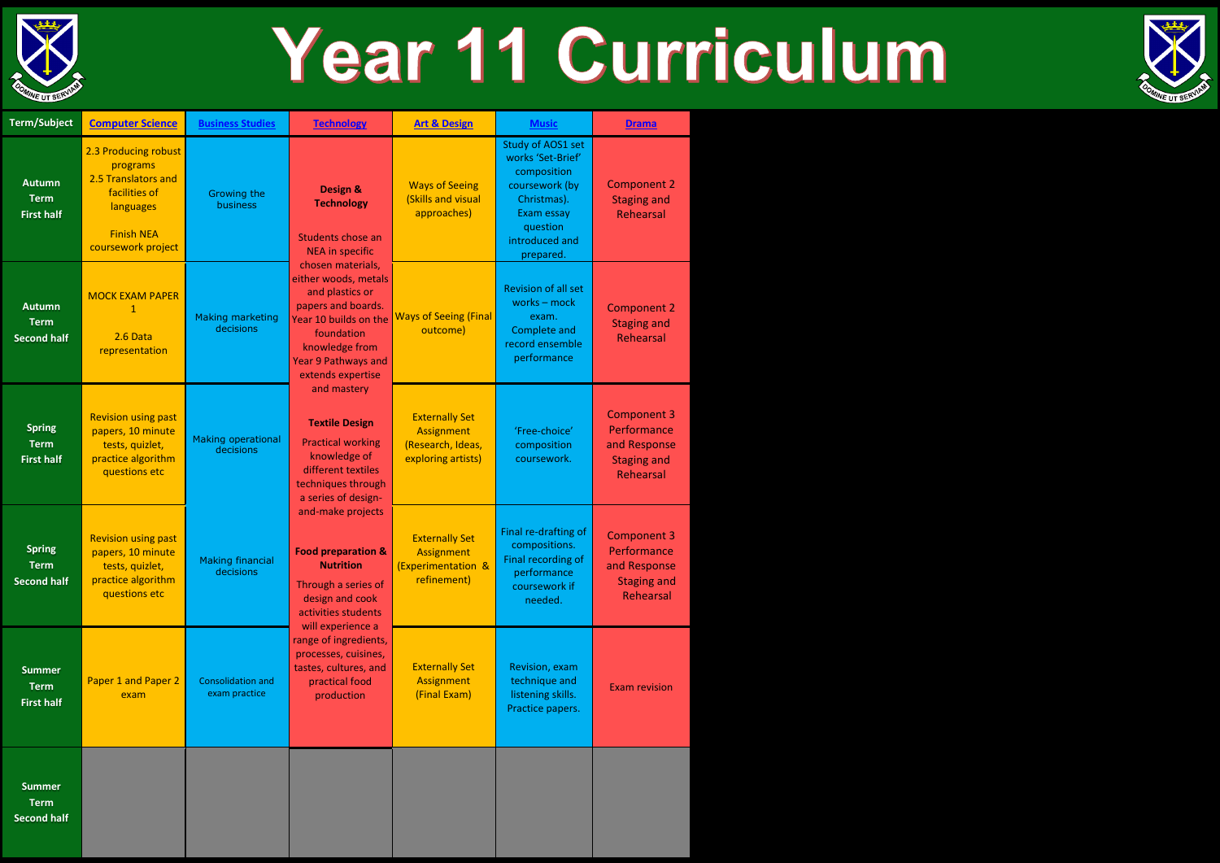# Year 11 Curriculum

| Term/Subject | Computer Science | Business Studies | Technology | Art & Design | Music | Drama |
|---|---|---|---|---|---|---|
| Autumn Term First half | 2.3 Producing robust programs 2.5 Translators and facilities of languages Finish NEA coursework project | Growing the business | **Design & Technology** Students chose an NEA in specific chosen materials, either woods, metals and plastics or papers and boards. Year 10 builds on the foundation knowledge from Year 9 Pathways and extends expertise and mastery | Ways of Seeing (Skills and visual approaches) | Study of AOS1 set works 'Set-Brief' composition coursework (by Christmas). Exam essay question introduced and prepared. | Component 2 Staging and Rehearsal |
| Autumn Term Second half | MOCK EXAM PAPER 1 2.6 Data representation | Making marketing decisions | | Ways of Seeing (Final outcome) | Revision of all set works – mock exam. Complete and record ensemble performance | Component 2 Staging and Rehearsal |
| Spring Term First half | Revision using past papers, 10 minute tests, quizlet, practice algorithm questions etc | Making operational decisions | **Textile Design** Practical working knowledge of different textiles techniques through a series of design-and-make projects | Externally Set Assignment (Research, Ideas, exploring artists) | 'Free-choice' composition coursework. | Component 3 Performance and Response Staging and Rehearsal |
| Spring Term Second half | Revision using past papers, 10 minute tests, quizlet, practice algorithm questions etc | Making financial decisions | **Food preparation & Nutrition** Through a series of design and cook activities students will experience a range of ingredients, processes, cuisines, tastes, cultures, and practical food production | Externally Set Assignment (Experimentation & refinement) | Final re-drafting of compositions. Final recording of performance coursework if needed. | Component 3 Performance and Response Staging and Rehearsal |
| Summer Term First half | Paper 1 and Paper 2 exam | Consolidation and exam practice | | Externally Set Assignment (Final Exam) | Revision, exam technique and listening skills. Practice papers. | Exam revision |
| Summer Term Second half | | | | | | |